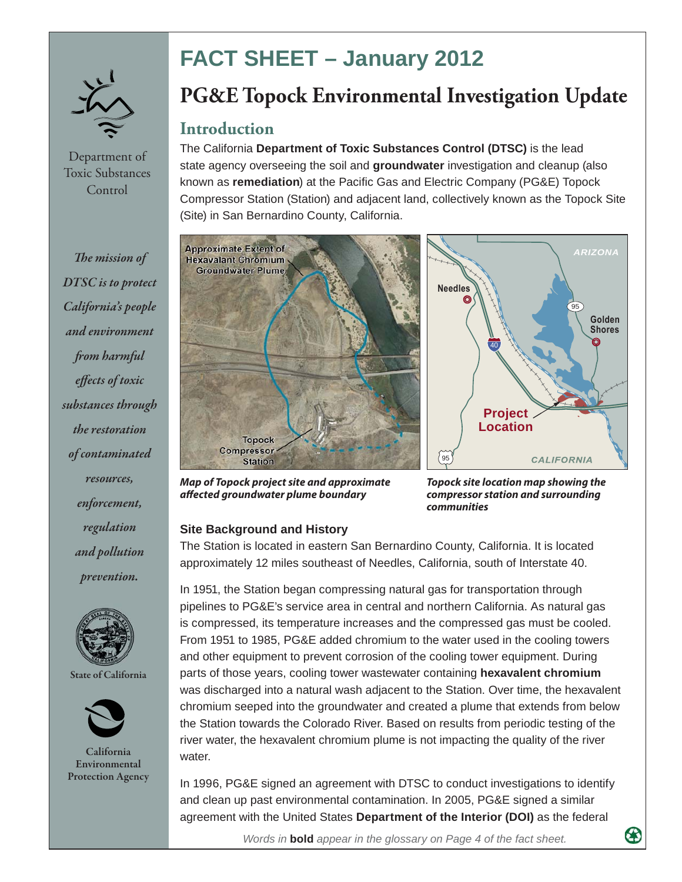# FACT SHEET – January 2012

# PG&E Topock Environmental Investigation Update

## Introduction

The California **Department of Toxic Substances Control (DTSC)** is the lead state agency overseeing the soil and **groundwater** investigation and cleanup (also known as **remediation**) at the Pacific Gas and Electric Company (PG&E) Topock Compressor Station (Station) and adjacent land, collectively known as the Topock Site (Site) in San Bernardino County, California.

*Map of Topock project site and approximate affected groundwater plume boundary*

*Topock site location map showing the compressor station and surrounding communities*

### Site Background and History

The Station is located in eastern San Bernardino County, California. It is located approximately 12 miles southeast of Needles, California, south of Interstate 40.

In 1951, the Station began compressing natural gas for transportation through pipelines to PG&E's service area in central and northern California. As natural gas is compressed, its temperature increases and the compressed gas must be cooled. From 1951 to 1985, PG&E added chromium to the water used in the cooling towers and other equipment to prevent corrosion of the cooling tower equipment. During parts of those years, cooling tower wastewater containing **hexavalent chromium** was discharged into a natural wash adjacent to the Station. Over time, the hexavalent chromium seeped into the groundwater and created a plume that extends from below the Station towards the Colorado River. Based on results from periodic testing of the river water, the hexavalent chromium plume is not impacting the quality of the river water.

In 1996, PG&E signed an agreement with DTSC to conduct investigations to identify and clean up past environmental contamination. In 2005, PG&E signed a similar agreement with the United States **Department of the Interior (DOI)** as the federal

Department of Toxic Substances Control

*The mission of DTSC is to protect California's people and environment from harmful effects of toxic substances through the restoration of contaminated resources, enforcement, regulation and pollution prevention.*

State of California

California Environmental Protection Agency

*Words in **bold** appear in the glossary on Page 4 of the fact sheet.*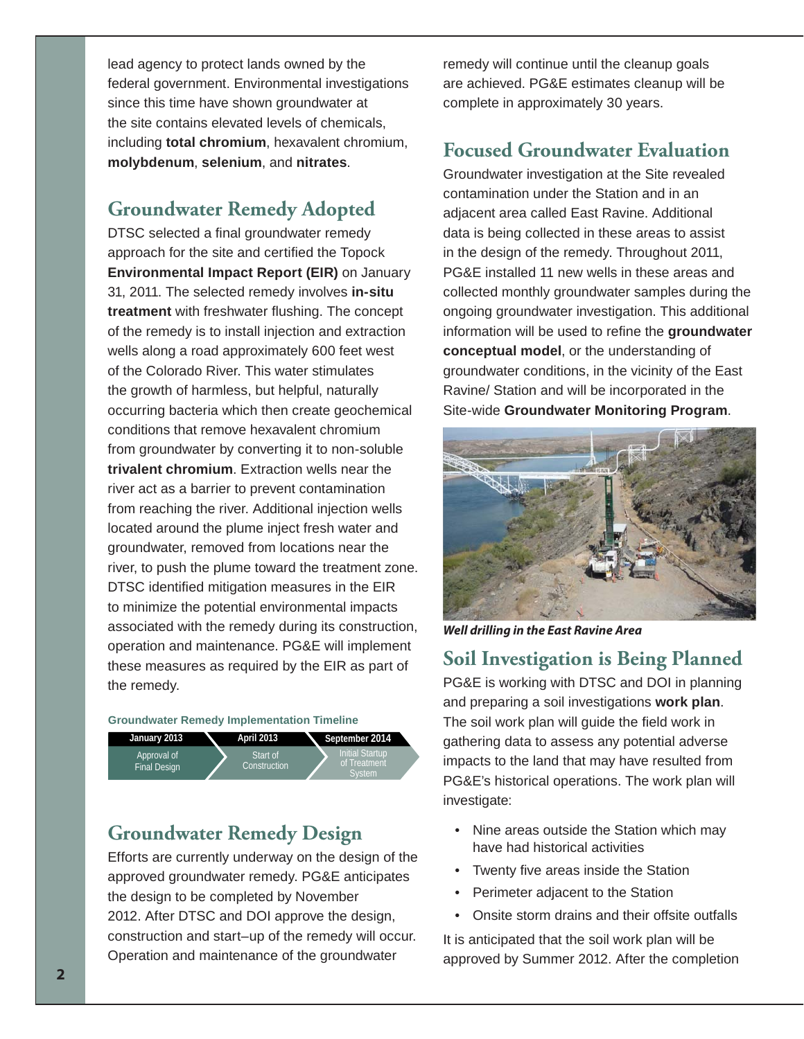lead agency to protect lands owned by the federal government. Environmental investigations since this time have shown groundwater at the site contains elevated levels of chemicals, including **total chromium**, hexavalent chromium, **molybdenum**, **selenium**, and **nitrates**.

## Groundwater Remedy Adopted

DTSC selected a final groundwater remedy approach for the site and certified the Topock **Environmental Impact Report (EIR)** on January 31, 2011. The selected remedy involves **in-situ treatment** with freshwater flushing. The concept of the remedy is to install injection and extraction wells along a road approximately 600 feet west of the Colorado River. This water stimulates the growth of harmless, but helpful, naturally occurring bacteria which then create geochemical conditions that remove hexavalent chromium from groundwater by converting it to non-soluble **trivalent chromium**. Extraction wells near the river act as a barrier to prevent contamination from reaching the river. Additional injection wells located around the plume inject fresh water and groundwater, removed from locations near the river, to push the plume toward the treatment zone. DTSC identified mitigation measures in the EIR to minimize the potential environmental impacts associated with the remedy during its construction, operation and maintenance. PG&E will implement these measures as required by the EIR as part of the remedy.

**Groundwater Remedy Implementation Timeline**

| January 2013 | April 2013 | September 2014 |
|---|---|---|
| Approval of Final Design | Start of Construction | Initial Startup of Treatment System |

## Groundwater Remedy Design

Efforts are currently underway on the design of the approved groundwater remedy. PG&E anticipates the design to be completed by November 2012. After DTSC and DOI approve the design, construction and start–up of the remedy will occur. Operation and maintenance of the groundwater remedy will continue until the cleanup goals are achieved. PG&E estimates cleanup will be complete in approximately 30 years.

## Focused Groundwater Evaluation

Groundwater investigation at the Site revealed contamination under the Station and in an adjacent area called East Ravine. Additional data is being collected in these areas to assist in the design of the remedy. Throughout 2011, PG&E installed 11 new wells in these areas and collected monthly groundwater samples during the ongoing groundwater investigation. This additional information will be used to refine the **groundwater conceptual model**, or the understanding of groundwater conditions, in the vicinity of the East Ravine/ Station and will be incorporated in the Site-wide **Groundwater Monitoring Program**.

***Well drilling in the East Ravine Area***

## Soil Investigation is Being Planned

PG&E is working with DTSC and DOI in planning and preparing a soil investigations **work plan**. The soil work plan will guide the field work in gathering data to assess any potential adverse impacts to the land that may have resulted from PG&E's historical operations. The work plan will investigate:

- Nine areas outside the Station which may have had historical activities
- Twenty five areas inside the Station
- Perimeter adjacent to the Station
- Onsite storm drains and their offsite outfalls

It is anticipated that the soil work plan will be approved by Summer 2012. After the completion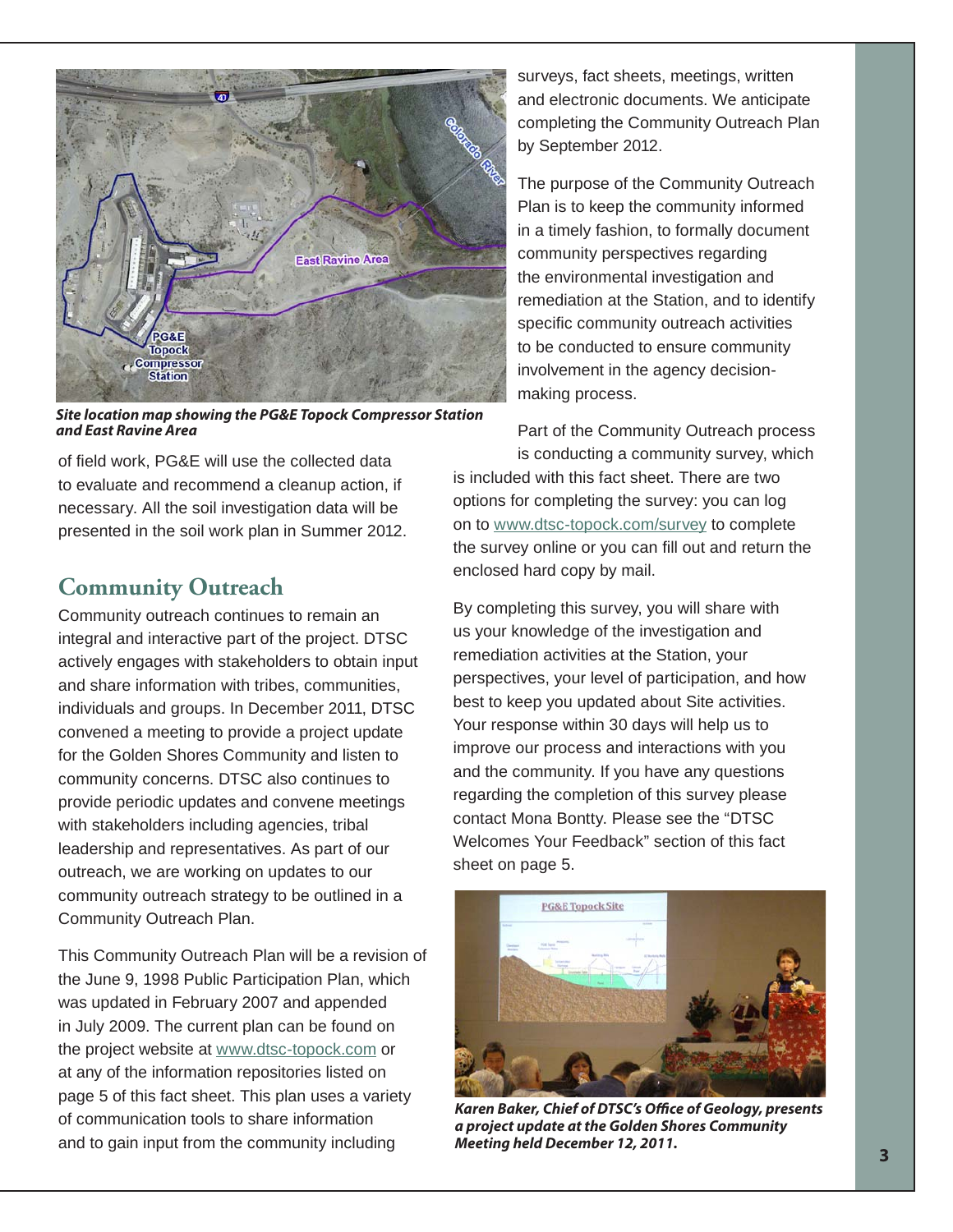*Site location map showing the PG&E Topock Compressor Station and East Ravine Area*

of field work, PG&E will use the collected data to evaluate and recommend a cleanup action, if necessary. All the soil investigation data will be presented in the soil work plan in Summer 2012.

## Community Outreach

Community outreach continues to remain an integral and interactive part of the project. DTSC actively engages with stakeholders to obtain input and share information with tribes, communities, individuals and groups. In December 2011, DTSC convened a meeting to provide a project update for the Golden Shores Community and listen to community concerns. DTSC also continues to provide periodic updates and convene meetings with stakeholders including agencies, tribal leadership and representatives. As part of our outreach, we are working on updates to our community outreach strategy to be outlined in a Community Outreach Plan.

This Community Outreach Plan will be a revision of the June 9, 1998 Public Participation Plan, which was updated in February 2007 and appended in July 2009. The current plan can be found on the project website at www.dtsc-topock.com or at any of the information repositories listed on page 5 of this fact sheet. This plan uses a variety of communication tools to share information and to gain input from the community including surveys, fact sheets, meetings, written and electronic documents. We anticipate completing the Community Outreach Plan by September 2012.

The purpose of the Community Outreach Plan is to keep the community informed in a timely fashion, to formally document community perspectives regarding the environmental investigation and remediation at the Station, and to identify specific community outreach activities to be conducted to ensure community involvement in the agency decision-making process.

Part of the Community Outreach process is conducting a community survey, which is included with this fact sheet. There are two options for completing the survey: you can log on to www.dtsc-topock.com/survey to complete the survey online or you can fill out and return the enclosed hard copy by mail.

By completing this survey, you will share with us your knowledge of the investigation and remediation activities at the Station, your perspectives, your level of participation, and how best to keep you updated about Site activities. Your response within 30 days will help us to improve our process and interactions with you and the community. If you have any questions regarding the completion of this survey please contact Mona Bontty. Please see the "DTSC Welcomes Your Feedback" section of this fact sheet on page 5.

*Karen Baker, Chief of DTSC's Office of Geology, presents a project update at the Golden Shores Community Meeting held December 12, 2011.*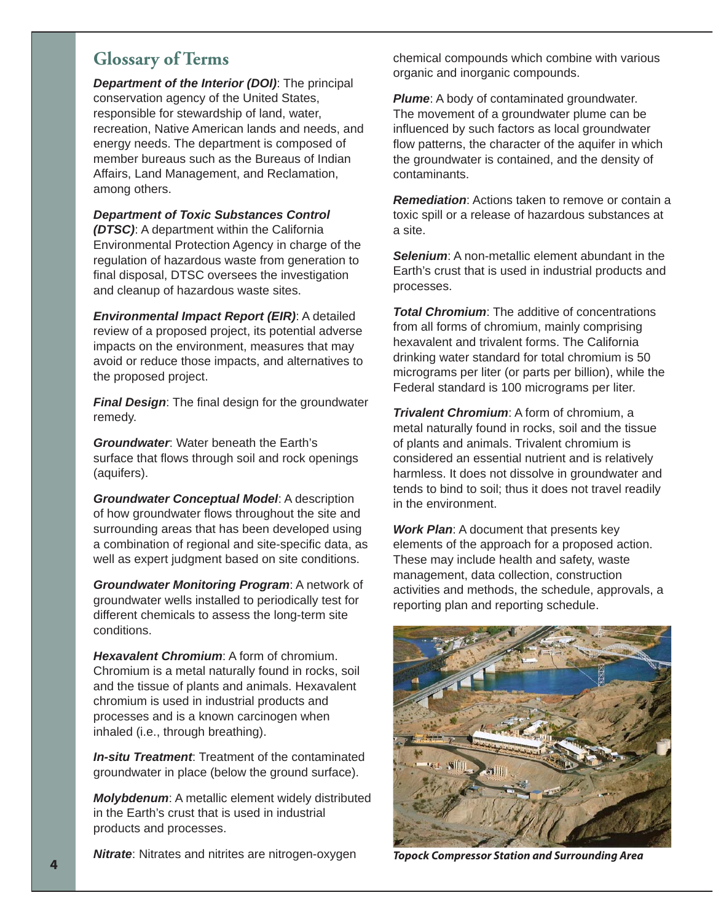## Glossary of Terms

***Department of the Interior (DOI)***: The principal conservation agency of the United States, responsible for stewardship of land, water, recreation, Native American lands and needs, and energy needs. The department is composed of member bureaus such as the Bureaus of Indian Affairs, Land Management, and Reclamation, among others.

***Department of Toxic Substances Control (DTSC)***: A department within the California Environmental Protection Agency in charge of the regulation of hazardous waste from generation to final disposal, DTSC oversees the investigation and cleanup of hazardous waste sites.

***Environmental Impact Report (EIR)***: A detailed review of a proposed project, its potential adverse impacts on the environment, measures that may avoid or reduce those impacts, and alternatives to the proposed project.

***Final Design***: The final design for the groundwater remedy.

***Groundwater***: Water beneath the Earth's surface that flows through soil and rock openings (aquifers).

***Groundwater Conceptual Model***: A description of how groundwater flows throughout the site and surrounding areas that has been developed using a combination of regional and site-specific data, as well as expert judgment based on site conditions.

***Groundwater Monitoring Program***: A network of groundwater wells installed to periodically test for different chemicals to assess the long-term site conditions.

***Hexavalent Chromium***: A form of chromium. Chromium is a metal naturally found in rocks, soil and the tissue of plants and animals. Hexavalent chromium is used in industrial products and processes and is a known carcinogen when inhaled (i.e., through breathing).

***In-situ Treatment***: Treatment of the contaminated groundwater in place (below the ground surface).

***Molybdenum***: A metallic element widely distributed in the Earth's crust that is used in industrial products and processes.

***Nitrate***: Nitrates and nitrites are nitrogen-oxygen chemical compounds which combine with various organic and inorganic compounds.

***Plume***: A body of contaminated groundwater. The movement of a groundwater plume can be influenced by such factors as local groundwater flow patterns, the character of the aquifer in which the groundwater is contained, and the density of contaminants.

***Remediation***: Actions taken to remove or contain a toxic spill or a release of hazardous substances at a site.

***Selenium***: A non-metallic element abundant in the Earth's crust that is used in industrial products and processes.

***Total Chromium***: The additive of concentrations from all forms of chromium, mainly comprising hexavalent and trivalent forms. The California drinking water standard for total chromium is 50 micrograms per liter (or parts per billion), while the Federal standard is 100 micrograms per liter.

***Trivalent Chromium***: A form of chromium, a metal naturally found in rocks, soil and the tissue of plants and animals. Trivalent chromium is considered an essential nutrient and is relatively harmless. It does not dissolve in groundwater and tends to bind to soil; thus it does not travel readily in the environment.

***Work Plan***: A document that presents key elements of the approach for a proposed action. These may include health and safety, waste management, data collection, construction activities and methods, the schedule, approvals, a reporting plan and reporting schedule.

***Topock Compressor Station and Surrounding Area***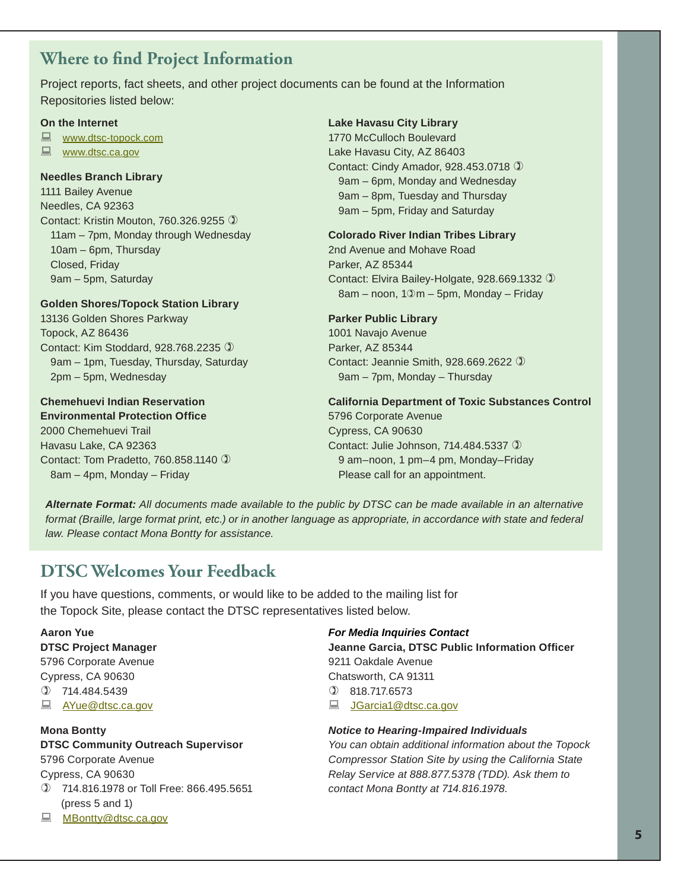## Where to find Project Information

Project reports, fact sheets, and other project documents can be found at the Information Repositories listed below:

**On the Internet**

- www.dtsc-topock.com
- www.dtsc.ca.gov

**Needles Branch Library**
1111 Bailey Avenue
Needles, CA 92363
Contact: Kristin Mouton, 760.326.9255
11am – 7pm, Monday through Wednesday
10am – 6pm, Thursday
Closed, Friday
9am – 5pm, Saturday

**Golden Shores/Topock Station Library**
13136 Golden Shores Parkway
Topock, AZ 86436
Contact: Kim Stoddard, 928.768.2235
9am – 1pm, Tuesday, Thursday, Saturday
2pm – 5pm, Wednesday

**Chemehuevi Indian Reservation Environmental Protection Office**
2000 Chemehuevi Trail
Havasu Lake, CA 92363
Contact: Tom Pradetto, 760.858.1140
8am – 4pm, Monday – Friday

**Lake Havasu City Library**
1770 McCulloch Boulevard
Lake Havasu City, AZ 86403
Contact: Cindy Amador, 928.453.0718
9am – 6pm, Monday and Wednesday
9am – 8pm, Tuesday and Thursday
9am – 5pm, Friday and Saturday

**Colorado River Indian Tribes Library**
2nd Avenue and Mohave Road
Parker, AZ 85344
Contact: Elvira Bailey-Holgate, 928.669.1332
8am – noon, 1pm – 5pm, Monday – Friday

**Parker Public Library**
1001 Navajo Avenue
Parker, AZ 85344
Contact: Jeannie Smith, 928.669.2622
9am – 7pm, Monday – Thursday

**California Department of Toxic Substances Control**
5796 Corporate Avenue
Cypress, CA 90630
Contact: Julie Johnson, 714.484.5337
9 am–noon, 1 pm–4 pm, Monday–Friday
Please call for an appointment.

***Alternate Format:*** *All documents made available to the public by DTSC can be made available in an alternative format (Braille, large format print, etc.) or in another language as appropriate, in accordance with state and federal law. Please contact Mona Bontty for assistance.*

## DTSC Welcomes Your Feedback

If you have questions, comments, or would like to be added to the mailing list for the Topock Site, please contact the DTSC representatives listed below.

**Aaron Yue**
**DTSC Project Manager**
5796 Corporate Avenue
Cypress, CA 90630
714.484.5439
AYue@dtsc.ca.gov

**Mona Bontty**
**DTSC Community Outreach Supervisor**
5796 Corporate Avenue
Cypress, CA 90630
714.816.1978 or Toll Free: 866.495.5651 (press 5 and 1)
MBontty@dtsc.ca.gov

***For Media Inquiries Contact***
**Jeanne Garcia, DTSC Public Information Officer**
9211 Oakdale Avenue
Chatsworth, CA 91311
818.717.6573
JGarcia1@dtsc.ca.gov

***Notice to Hearing-Impaired Individuals***
*You can obtain additional information about the Topock Compressor Station Site by using the California State Relay Service at 888.877.5378 (TDD). Ask them to contact Mona Bontty at 714.816.1978.*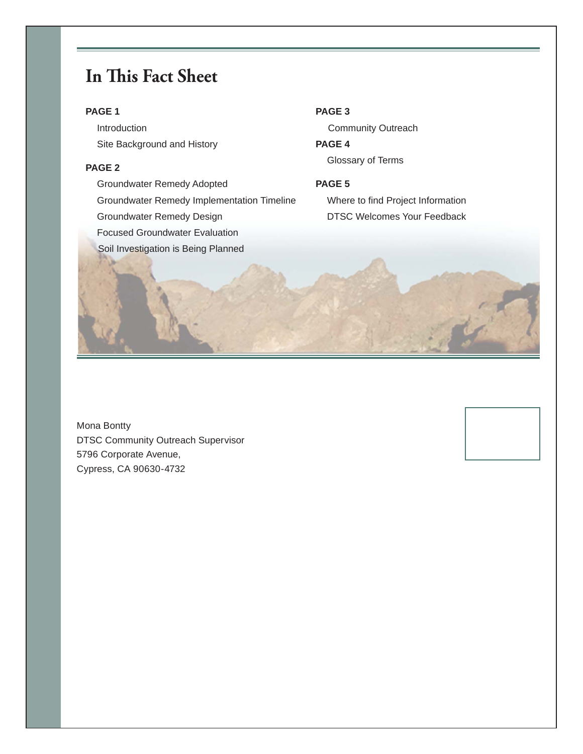# In This Fact Sheet

**PAGE 1**

- Introduction
- Site Background and History

**PAGE 2**

- Groundwater Remedy Adopted
- Groundwater Remedy Implementation Timeline
- Groundwater Remedy Design
- Focused Groundwater Evaluation
- Soil Investigation is Being Planned

**PAGE 3**

- Community Outreach

**PAGE 4**

- Glossary of Terms

**PAGE 5**

- Where to find Project Information
- DTSC Welcomes Your Feedback

Mona Bontty
DTSC Community Outreach Supervisor
5796 Corporate Avenue,
Cypress, CA 90630-4732